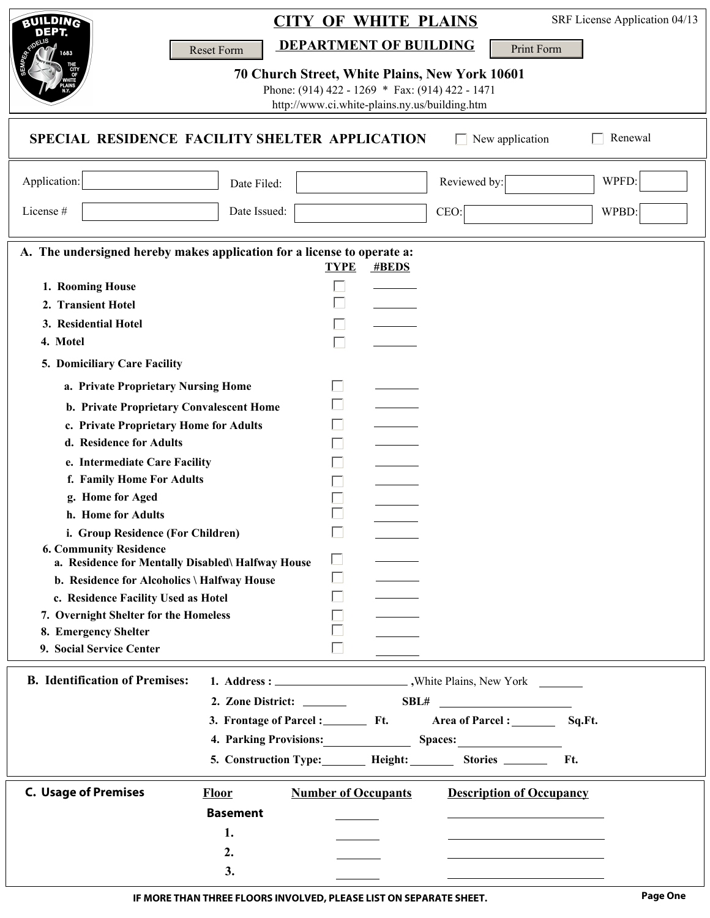# CITY OF WHITE PLAINS

SRF License Application 04/13

## DEPARTMENT OF BUILDING

Reset Form | Print Form

**70 Church Street, White Plains, New York 10601**

Phone: (914) 422 - 1269 * Fax: (914) 422 - 1471

http://www.ci.white-plains.ny.us/building.htm

## SPECIAL RESIDENCE FACILITY SHELTER APPLICATION

☐ New application ☐ Renewal

| | | | |
|---|---|---|---|
| Application: | Date Filed: | Reviewed by: | WPFD: |
| License # | Date Issued: | CEO: | WPBD: |

**A. The undersigned hereby makes application for a license to operate a:**

| | TYPE | #BEDS |
|---|---|---|
| **1. Rooming House** | ☐ | ________ |
| **2. Transient Hotel** | ☐ | ________ |
| **3. Residential Hotel** | ☐ | ________ |
| **4. Motel** | ☐ | ________ |
| **5. Domiciliary Care Facility** | | |
| **a. Private Proprietary Nursing Home** | ☐ | ________ |
| **b. Private Proprietary Convalescent Home** | ☐ | ________ |
| **c. Private Proprietary Home for Adults** | ☐ | ________ |
| **d. Residence for Adults** | ☐ | ________ |
| **e. Intermediate Care Facility** | ☐ | ________ |
| **f. Family Home For Adults** | ☐ | ________ |
| **g. Home for Aged** | ☐ | ________ |
| **h. Home for Adults** | ☐ | ________ |
| **i. Group Residence (For Children)** | ☐ | ________ |
| **6. Community Residence** | | |
| **a. Residence for Mentally Disabled\ Halfway House** | ☐ | ________ |
| **b. Residence for Alcoholics \ Halfway House** | ☐ | ________ |
| **c. Residence Facility Used as Hotel** | ☐ | ________ |
| **7. Overnight Shelter for the Homeless** | ☐ | ________ |
| **8. Emergency Shelter** | ☐ | ________ |
| **9. Social Service Center** | ☐ | ________ |

**B. Identification of Premises:**

1. **Address :** ______________________ ,White Plains, New York ________
2. **Zone District:** ________ **SBL#** ______________________
3. **Frontage of Parcel :** ________ **Ft.** **Area of Parcel :** ________ **Sq.Ft.**
4. **Parking Provisions:** ______________ **Spaces:** ________________
5. **Construction Type:** ________ **Height:** ________ **Stories** ________ **Ft.**

**C. Usage of Premises**

| Floor | Number of Occupants | Description of Occupancy |
|---|---|---|
| **Basement** | ________ | ______________________ |
| **1.** | ________ | ______________________ |
| **2.** | ________ | ______________________ |
| **3.** | ________ | ______________________ |

**IF MORE THAN THREE FLOORS INVOLVED, PLEASE LIST ON SEPARATE SHEET.**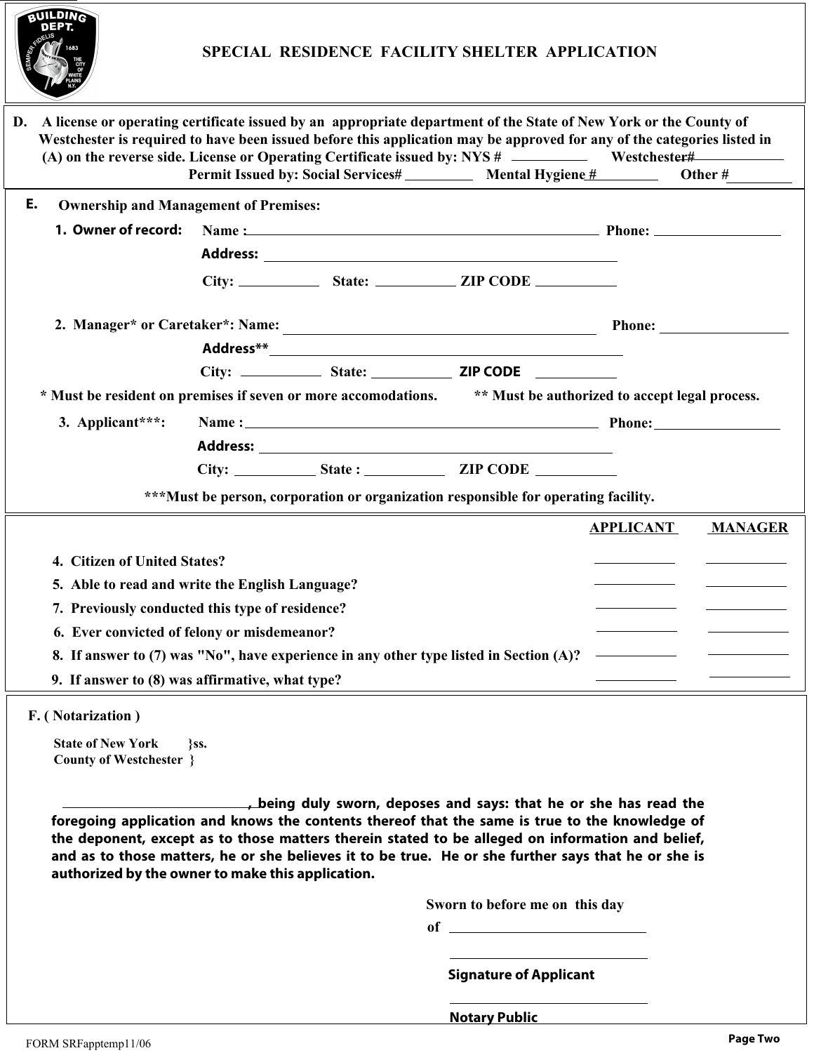# SPECIAL RESIDENCE FACILITY SHELTER APPLICATION

**D.** A license or operating certificate issued by an appropriate department of the State of New York or the County of Westchester is required to have been issued before this application may be approved for any of the categories listed in (A) on the reverse side. License or Operating Certificate issued by: NYS # ________ Westchester# ________
Permit Issued by: Social Services# ________ Mental Hygiene # ________ Other # ________

**E.** **Ownership and Management of Premises:**

**1. Owner of record:** Name : ____________________ Phone: ____________
Address: ____________________
City: ________ State: ________ ZIP CODE ________

**2. Manager* or Caretaker*:** Name: ____________________ Phone: ____________
Address** ____________________
City: ________ State: ________ ZIP CODE ________

\* Must be resident on premises if seven or more accomodations. ** Must be authorized to accept legal process.

**3. Applicant***:** Name : ____________________ Phone: ____________
Address: ____________________
City: ________ State : ________ ZIP CODE ________

***Must be person, corporation or organization responsible for operating facility.

| | APPLICANT | MANAGER |
|---|---|---|
| 4. Citizen of United States? | ________ | ________ |
| 5. Able to read and write the English Language? | ________ | ________ |
| 7. Previously conducted this type of residence? | ________ | ________ |
| 6. Ever convicted of felony or misdemeanor? | ________ | ________ |
| 8. If answer to (7) was "No", have experience in any other type listed in Section (A)? | ________ | ________ |
| 9. If answer to (8) was affirmative, what type? | ________ | ________ |

**F. ( Notarization )**

State of New York }ss.
County of Westchester }

____________________, being duly sworn, deposes and says: that he or she has read the foregoing application and knows the contents thereof that the same is true to the knowledge of the deponent, except as to those matters therein stated to be alleged on information and belief, and as to those matters, he or she believes it to be true. He or she further says that he or she is authorized by the owner to make this application.

Sworn to before me on this day
of ____________________

____________________
**Signature of Applicant**

____________________
**Notary Public**

FORM SRFapptemp11/06